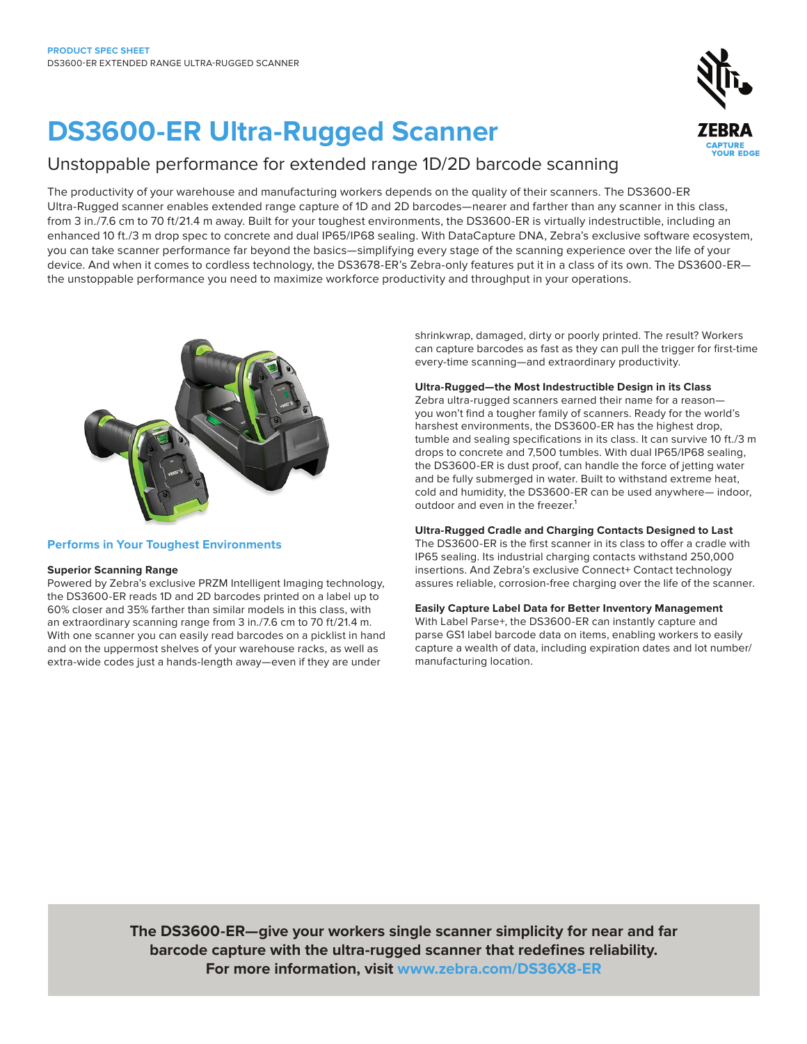PRODUCT SPEC SHEET
DS3600-ER EXTENDED RANGE ULTRA-RUGGED SCANNER

# DS3600-ER Ultra-Rugged Scanner

## Unstoppable performance for extended range 1D/2D barcode scanning

The productivity of your warehouse and manufacturing workers depends on the quality of their scanners. The DS3600-ER Ultra-Rugged scanner enables extended range capture of 1D and 2D barcodes—nearer and farther than any scanner in this class, from 3 in./7.6 cm to 70 ft/21.4 m away. Built for your toughest environments, the DS3600-ER is virtually indestructible, including an enhanced 10 ft./3 m drop spec to concrete and dual IP65/IP68 sealing. With DataCapture DNA, Zebra's exclusive software ecosystem, you can take scanner performance far beyond the basics—simplifying every stage of the scanning experience over the life of your device. And when it comes to cordless technology, the DS3678-ER's Zebra-only features put it in a class of its own. The DS3600-ER—the unstoppable performance you need to maximize workforce productivity and throughput in your operations.

## Performs in Your Toughest Environments

### Superior Scanning Range

Powered by Zebra's exclusive PRZM Intelligent Imaging technology, the DS3600-ER reads 1D and 2D barcodes printed on a label up to 60% closer and 35% farther than similar models in this class, with an extraordinary scanning range from 3 in./7.6 cm to 70 ft/21.4 m. With one scanner you can easily read barcodes on a picklist in hand and on the uppermost shelves of your warehouse racks, as well as extra-wide codes just a hands-length away—even if they are under shrinkwrap, damaged, dirty or poorly printed. The result? Workers can capture barcodes as fast as they can pull the trigger for first-time every-time scanning—and extraordinary productivity.

### Ultra-Rugged—the Most Indestructible Design in its Class

Zebra ultra-rugged scanners earned their name for a reason—you won't find a tougher family of scanners. Ready for the world's harshest environments, the DS3600-ER has the highest drop, tumble and sealing specifications in its class. It can survive 10 ft./3 m drops to concrete and 7,500 tumbles. With dual IP65/IP68 sealing, the DS3600-ER is dust proof, can handle the force of jetting water and be fully submerged in water. Built to withstand extreme heat, cold and humidity, the DS3600-ER can be used anywhere— indoor, outdoor and even in the freezer.[1]

### Ultra-Rugged Cradle and Charging Contacts Designed to Last

The DS3600-ER is the first scanner in its class to offer a cradle with IP65 sealing. Its industrial charging contacts withstand 250,000 insertions. And Zebra's exclusive Connect+ Contact technology assures reliable, corrosion-free charging over the life of the scanner.

### Easily Capture Label Data for Better Inventory Management

With Label Parse+, the DS3600-ER can instantly capture and parse GS1 label barcode data on items, enabling workers to easily capture a wealth of data, including expiration dates and lot number/manufacturing location.

**The DS3600-ER—give your workers single scanner simplicity for near and far barcode capture with the ultra-rugged scanner that redefines reliability.**
**For more information, visit www.zebra.com/DS36X8-ER**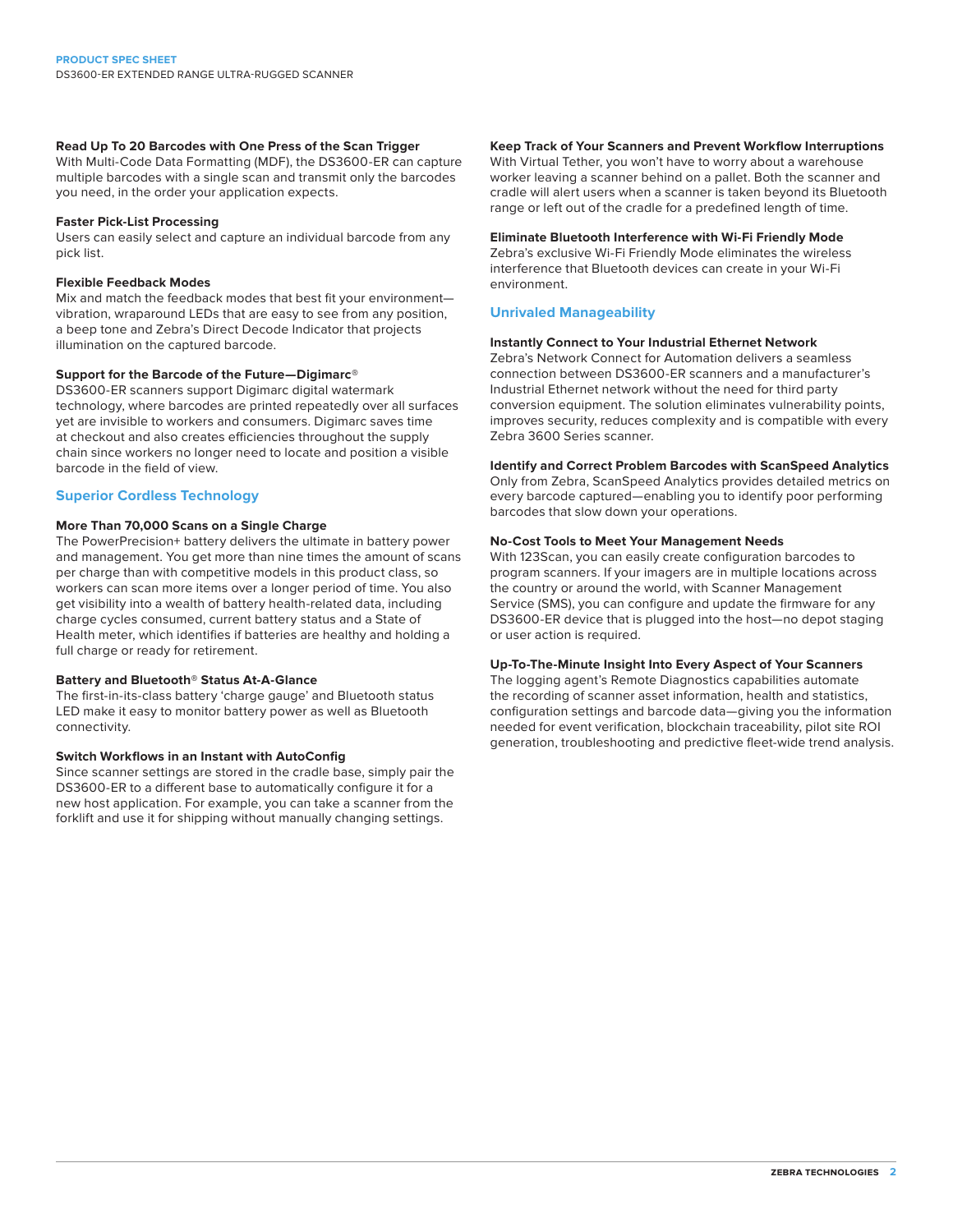### Read Up To 20 Barcodes with One Press of the Scan Trigger

With Multi-Code Data Formatting (MDF), the DS3600-ER can capture multiple barcodes with a single scan and transmit only the barcodes you need, in the order your application expects.

### Faster Pick-List Processing

Users can easily select and capture an individual barcode from any pick list.

### Flexible Feedback Modes

Mix and match the feedback modes that best fit your environment—vibration, wraparound LEDs that are easy to see from any position, a beep tone and Zebra's Direct Decode Indicator that projects illumination on the captured barcode.

### Support for the Barcode of the Future—Digimarc®

DS3600-ER scanners support Digimarc digital watermark technology, where barcodes are printed repeatedly over all surfaces yet are invisible to workers and consumers. Digimarc saves time at checkout and also creates efficiencies throughout the supply chain since workers no longer need to locate and position a visible barcode in the field of view.

## Superior Cordless Technology

### More Than 70,000 Scans on a Single Charge

The PowerPrecision+ battery delivers the ultimate in battery power and management. You get more than nine times the amount of scans per charge than with competitive models in this product class, so workers can scan more items over a longer period of time. You also get visibility into a wealth of battery health-related data, including charge cycles consumed, current battery status and a State of Health meter, which identifies if batteries are healthy and holding a full charge or ready for retirement.

### Battery and Bluetooth® Status At-A-Glance

The first-in-its-class battery 'charge gauge' and Bluetooth status LED make it easy to monitor battery power as well as Bluetooth connectivity.

### Switch Workflows in an Instant with AutoConfig

Since scanner settings are stored in the cradle base, simply pair the DS3600-ER to a different base to automatically configure it for a new host application. For example, you can take a scanner from the forklift and use it for shipping without manually changing settings.

### Keep Track of Your Scanners and Prevent Workflow Interruptions

With Virtual Tether, you won't have to worry about a warehouse worker leaving a scanner behind on a pallet. Both the scanner and cradle will alert users when a scanner is taken beyond its Bluetooth range or left out of the cradle for a predefined length of time.

### Eliminate Bluetooth Interference with Wi-Fi Friendly Mode

Zebra's exclusive Wi-Fi Friendly Mode eliminates the wireless interference that Bluetooth devices can create in your Wi-Fi environment.

## Unrivaled Manageability

### Instantly Connect to Your Industrial Ethernet Network

Zebra's Network Connect for Automation delivers a seamless connection between DS3600-ER scanners and a manufacturer's Industrial Ethernet network without the need for third party conversion equipment. The solution eliminates vulnerability points, improves security, reduces complexity and is compatible with every Zebra 3600 Series scanner.

### Identify and Correct Problem Barcodes with ScanSpeed Analytics

Only from Zebra, ScanSpeed Analytics provides detailed metrics on every barcode captured—enabling you to identify poor performing barcodes that slow down your operations.

### No-Cost Tools to Meet Your Management Needs

With 123Scan, you can easily create configuration barcodes to program scanners. If your imagers are in multiple locations across the country or around the world, with Scanner Management Service (SMS), you can configure and update the firmware for any DS3600-ER device that is plugged into the host—no depot staging or user action is required.

### Up-To-The-Minute Insight Into Every Aspect of Your Scanners

The logging agent's Remote Diagnostics capabilities automate the recording of scanner asset information, health and statistics, configuration settings and barcode data—giving you the information needed for event verification, blockchain traceability, pilot site ROI generation, troubleshooting and predictive fleet-wide trend analysis.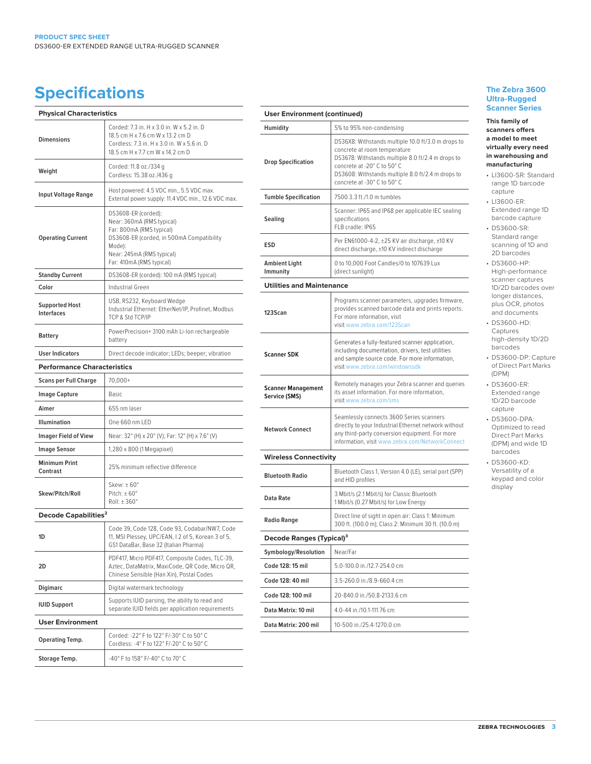**PRODUCT SPEC SHEET**
DS3600-ER EXTENDED RANGE ULTRA-RUGGED SCANNER

# Specifications

| Physical Characteristics | |
|---|---|
| Dimensions | Corded: 7.3 in. H x 3.0 in. W x 5.2 in. D<br>18.5 cm H x 7.6 cm W x 13.2 cm D<br>Cordless: 7.3 in. H x 3.0 in. W x 5.6 in. D<br>18.5 cm H x 7.7 cm W x 14.2 cm D |
| Weight | Corded: 11.8 oz./334 g<br>Cordless: 15.38 oz./436 g |
| Input Voltage Range | Host powered: 4.5 VDC min., 5.5 VDC max.<br>External power supply: 11.4 VDC min., 12.6 VDC max. |
| Operating Current | DS3608-ER (corded):<br>Near: 360mA (RMS typical)<br>Far: 800mA (RMS typical)<br>DS3608-ER (corded, in 500mA Compatibility Mode):<br>Near: 245mA (RMS typical)<br>Far: 410mA (RMS typical) |
| Standby Current | DS3608-ER (corded): 100 mA (RMS typical) |
| Color | Industrial Green |
| Supported Host Interfaces | USB, RS232, Keyboard Wedge<br>Industrial Ethernet: EtherNet/IP, Profinet, Modbus TCP & Std TCP/IP |
| Battery | PowerPrecision+ 3100 mAh Li-Ion rechargeable battery |
| User Indicators | Direct decode indicator; LEDs; beeper; vibration |

| Performance Characteristics | |
|---|---|
| Scans per Full Charge | 70,000+ |
| Image Capture | Basic |
| Aimer | 655 nm laser |
| Illumination | One 660 nm LED |
| Imager Field of View | Near: 32° (H) x 20° (V); Far: 12° (H) x 7.6° (V) |
| Image Sensor | 1,280 x 800 (1 Megapixel) |
| Minimum Print Contrast | 25% minimum reflective difference |
| Skew/Pitch/Roll | Skew: ± 60°<br>Pitch: ± 60°<br>Roll: ± 360° |

| Decode Capabilities[2] | |
|---|---|
| 1D | Code 39, Code 128, Code 93, Codabar/NW7, Code 11, MSI Plessey, UPC/EAN, I 2 of 5, Korean 3 of 5, GS1 DataBar, Base 32 (Italian Pharma) |
| 2D | PDF417, Micro PDF417, Composite Codes, TLC-39, Aztec, DataMatrix, MaxiCode, QR Code, Micro QR, Chinese Sensible (Han Xin), Postal Codes |
| Digimarc | Digital watermark technology |
| IUID Support | Supports IUID parsing, the ability to read and separate IUID fields per application requirements |

| User Environment | |
|---|---|
| Operating Temp. | Corded: -22° F to 122° F/-30° C to 50° C<br>Cordless: -4° F to 122° F/-20° C to 50° C |
| Storage Temp. | -40° F to 158° F/-40° C to 70° C |
| Humidity | 5% to 95% non-condensing |
| Drop Specification | DS36X8: Withstands multiple 10.0 ft/3.0 m drops to concrete at room temperature<br>DS3678: Withstands multiple 8.0 ft/2.4 m drops to concrete at -20° C to 50° C<br>DS3608: Withstands multiple 8.0 ft/2.4 m drops to concrete at -30° C to 50° C |
| Tumble Specification | 7500 3.3 ft./1.0 m tumbles |
| Sealing | Scanner: IP65 and IP68 per applicable IEC sealing specifications<br>FLB cradle: IP65 |
| ESD | Per EN61000-4-2, ±25 KV air discharge, ±10 KV direct discharge, ±10 KV indirect discharge |
| Ambient Light Immunity | 0 to 10,000 Foot Candles/0 to 107639 Lux (direct sunlight) |

| Utilities and Maintenance | |
|---|---|
| 123Scan | Programs scanner parameters, upgrades firmware, provides scanned barcode data and prints reports. For more information, visit www.zebra.com/123Scan |
| Scanner SDK | Generates a fully-featured scanner application, including documentation, drivers, test utilities and sample source code. For more information, visit www.zebra.com/windowssdk |
| Scanner Management Service (SMS) | Remotely manages your Zebra scanner and queries its asset information. For more information, visit www.zebra.com/sms |
| Network Connect | Seamlessly connects 3600 Series scanners directly to your Industrial Ethernet network without any third-party conversion equipment. For more information, visit www.zebra.com/NetworkConnect |

| Wireless Connectivity | |
|---|---|
| Bluetooth Radio | Bluetooth Class 1, Version 4.0 (LE), serial port (SPP) and HID profiles |
| Data Rate | 3 Mbit/s (2.1 Mbit/s) for Classic Bluetooth<br>1 Mbit/s (0.27 Mbit/s) for Low Energy |
| Radio Range | Direct line of sight in open air: Class 1: Minimum 300 ft. (100.0 m); Class 2: Minimum 30 ft. (10.0 m) |

| Decode Ranges (Typical)[3] | |
|---|---|
| Symbology/Resolution | Near/Far |
| Code 128: 15 mil | 5.0-100.0 in./12.7-254.0 cm |
| Code 128: 40 mil | 3.5-260.0 in./8.9-660.4 cm |
| Code 128: 100 mil | 20-840.0 in./50.8-2133.6 cm |
| Data Matrix: 10 mil | 4.0-44 in./10.1-111.76 cm |
| Data Matrix: 200 mil | 10-500 in./25.4-1270.0 cm |

## The Zebra 3600 Ultra-Rugged Scanner Series

**This family of scanners offers a model to meet virtually every need in warehousing and manufacturing**

- LI3600-SR: Standard range 1D barcode capture
- LI3600-ER: Extended range 1D barcode capture
- DS3600-SR: Standard range scanning of 1D and 2D barcodes
- DS3600-HP: High-performance scanner captures 1D/2D barcodes over longer distances, plus OCR, photos and documents
- DS3600-HD: Captures high-density 1D/2D barcodes
- DS3600-DP: Capture of Direct Part Marks (DPM)
- DS3600-ER: Extended range 1D/2D barcode capture
- DS3600-DPA: Optimized to read Direct Part Marks (DPM) and wide 1D barcodes
- DS3600-KD: Versatility of a keypad and color display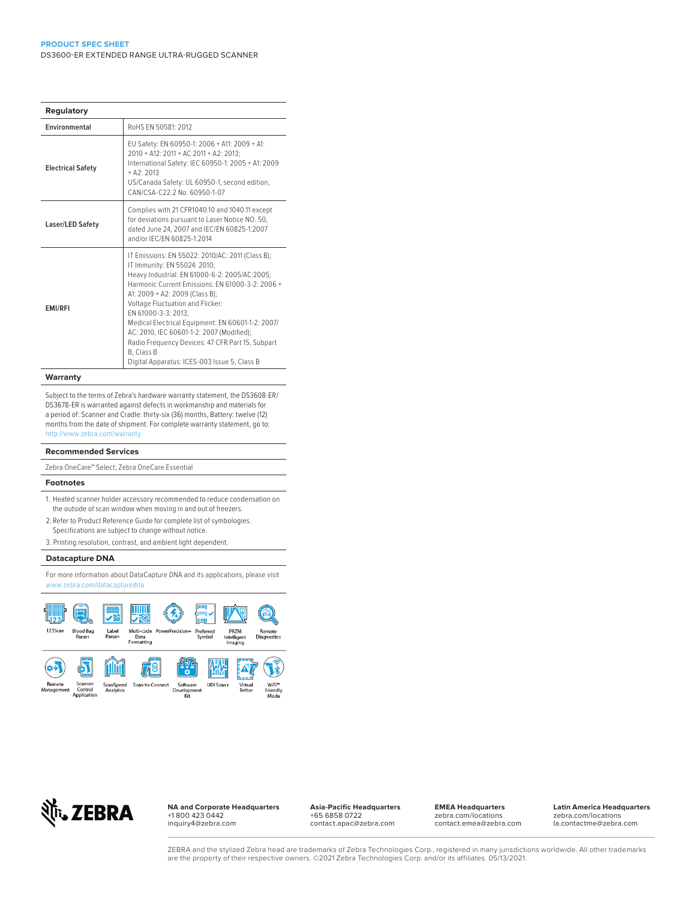## Regulatory

| | |
|---|---|
| **Environmental** | RoHS EN 50581: 2012 |
| **Electrical Safety** | EU Safety: EN 60950-1: 2006 + A11: 2009 + A1: 2010 + A12: 2011 + AC 2011 + A2: 2013; International Safety: IEC 60950-1: 2005 + A1: 2009 + A2: 2013 US/Canada Safety: UL 60950-1, second edition, CAN/CSA-C22.2 No. 60950-1-07 |
| **Laser/LED Safety** | Complies with 21 CFR1040.10 and 1040.11 except for deviations pursuant to Laser Notice NO. 50, dated June 24, 2007 and IEC/EN 60825-1:2007 and/or IEC/EN 60825-1:2014 |
| **EMI/RFI** | IT Emissions: EN 55022: 2010/AC: 2011 (Class B); IT Immunity: EN 55024: 2010; Heavy Industrial: EN 61000-6-2: 2005/AC:2005; Harmonic Current Emissions: EN 61000-3-2: 2006 + A1: 2009 + A2: 2009 (Class B); Voltage Fluctuation and Flicker: EN 61000-3-3: 2013; Medical Electrical Equipment: EN 60601-1-2: 2007/ AC: 2010, IEC 60601-1-2: 2007 (Modified); Radio Frequency Devices: 47 CFR Part 15, Subpart B, Class B Digital Apparatus: ICES-003 Issue 5, Class B |

## Warranty

Subject to the terms of Zebra's hardware warranty statement, the DS3608-ER/ DS3678-ER is warranted against defects in workmanship and materials for a period of: Scanner and Cradle: thirty-six (36) months, Battery: twelve (12) months from the date of shipment. For complete warranty statement, go to: http://www.zebra.com/warranty

## Recommended Services

Zebra OneCare™ Select; Zebra OneCare Essential

## Footnotes

1. Heated scanner holder accessory recommended to reduce condensation on the outside of scan window when moving in and out of freezers.
2. Refer to Product Reference Guide for complete list of symbologies. Specifications are subject to change without notice.
3. Printing resolution, contrast, and ambient light dependent.

## Datacapture DNA

For more information about DataCapture DNA and its applications, please visit www.zebra.com/datacapturedna

123Scan, Blood Bag Parse+, Label Parse+, Multi-code Data Formatting, PowerPrecision+, Preferred Symbol, PRZM Intelligent Imaging, Remote Diagnostics

Remote Management, Scanner Control Application, ScanSpeed Analytics, Scan-to-Connect, Software Development Kit, UDI Scan+, Virtual Tether, WiFi™ Friendly Mode

**NA and Corporate Headquarters**
+1 800 423 0442
inquiry4@zebra.com

**Asia-Pacific Headquarters**
+65 6858 0722
contact.apac@zebra.com

**EMEA Headquarters**
zebra.com/locations
contact.emea@zebra.com

**Latin America Headquarters**
zebra.com/locations
la.contactme@zebra.com

ZEBRA and the stylized Zebra head are trademarks of Zebra Technologies Corp., registered in many jurisdictions worldwide. All other trademarks are the property of their respective owners. ©2021 Zebra Technologies Corp. and/or its affiliates. 05/13/2021.